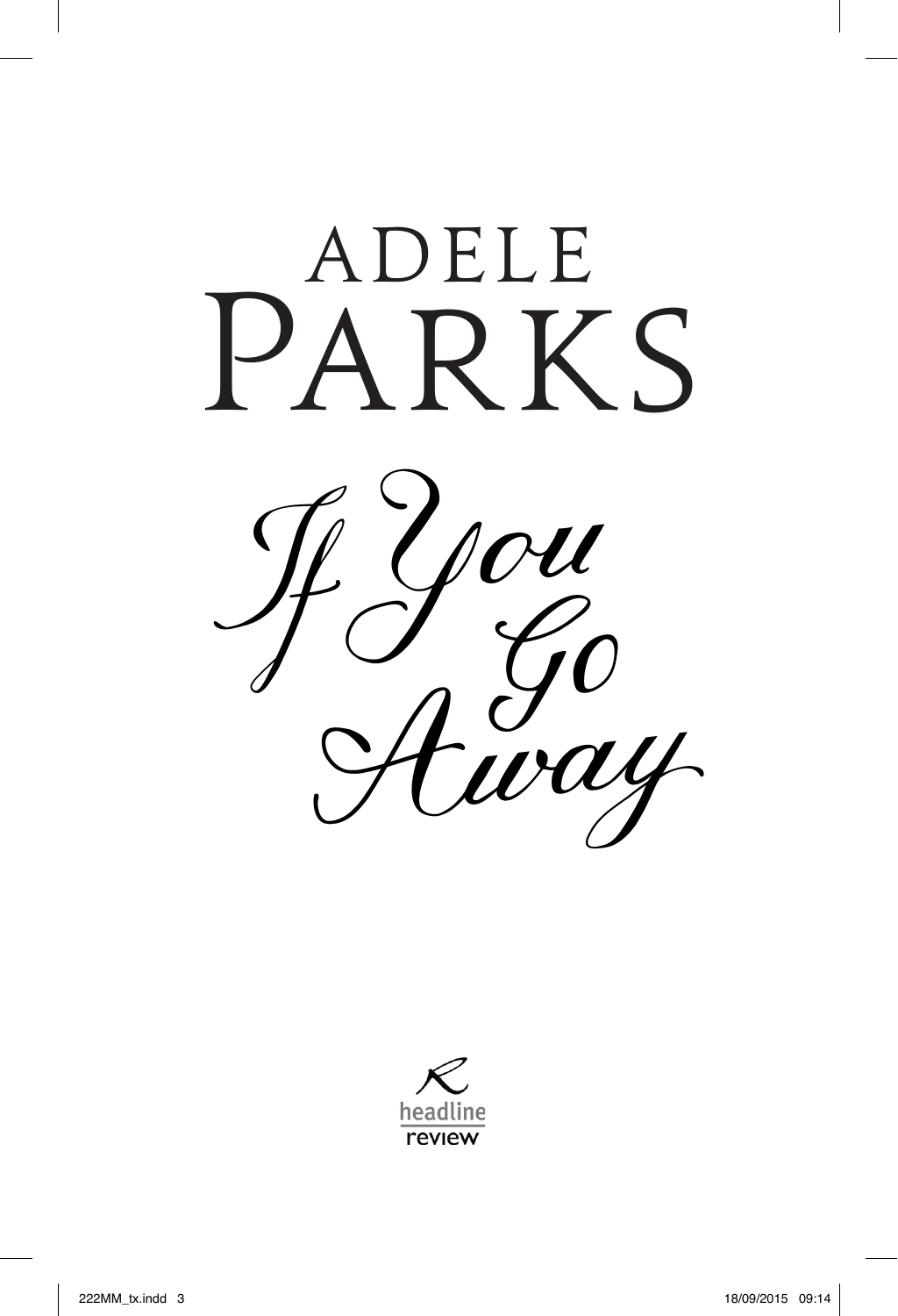# ADELE PARKS

# *If You Go Away*

headline review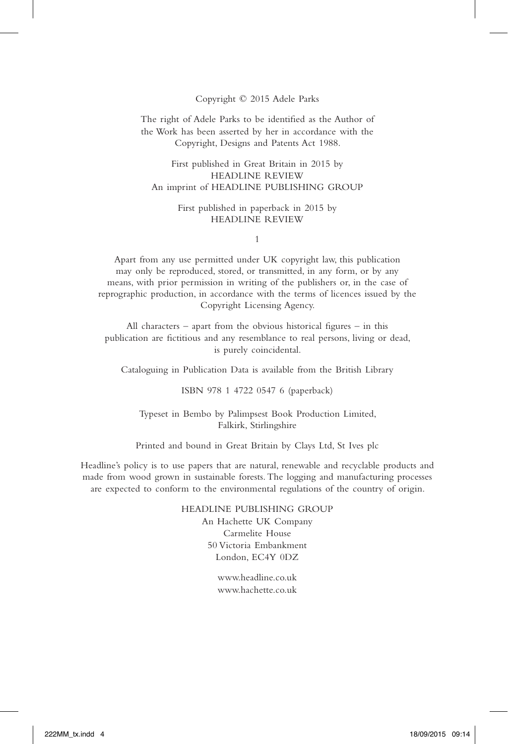Copyright © 2015 Adele Parks

The right of Adele Parks to be identified as the Author of the Work has been asserted by her in accordance with the Copyright, Designs and Patents Act 1988.

First published in Great Britain in 2015 by
HEADLINE REVIEW
An imprint of HEADLINE PUBLISHING GROUP

First published in paperback in 2015 by
HEADLINE REVIEW

1

Apart from any use permitted under UK copyright law, this publication may only be reproduced, stored, or transmitted, in any form, or by any means, with prior permission in writing of the publishers or, in the case of reprographic production, in accordance with the terms of licences issued by the Copyright Licensing Agency.

All characters – apart from the obvious historical figures – in this publication are fictitious and any resemblance to real persons, living or dead, is purely coincidental.

Cataloguing in Publication Data is available from the British Library

ISBN 978 1 4722 0547 6 (paperback)

Typeset in Bembo by Palimpsest Book Production Limited,
Falkirk, Stirlingshire

Printed and bound in Great Britain by Clays Ltd, St Ives plc

Headline's policy is to use papers that are natural, renewable and recyclable products and made from wood grown in sustainable forests. The logging and manufacturing processes are expected to conform to the environmental regulations of the country of origin.

HEADLINE PUBLISHING GROUP
An Hachette UK Company
Carmelite House
50 Victoria Embankment
London, EC4Y 0DZ

www.headline.co.uk
www.hachette.co.uk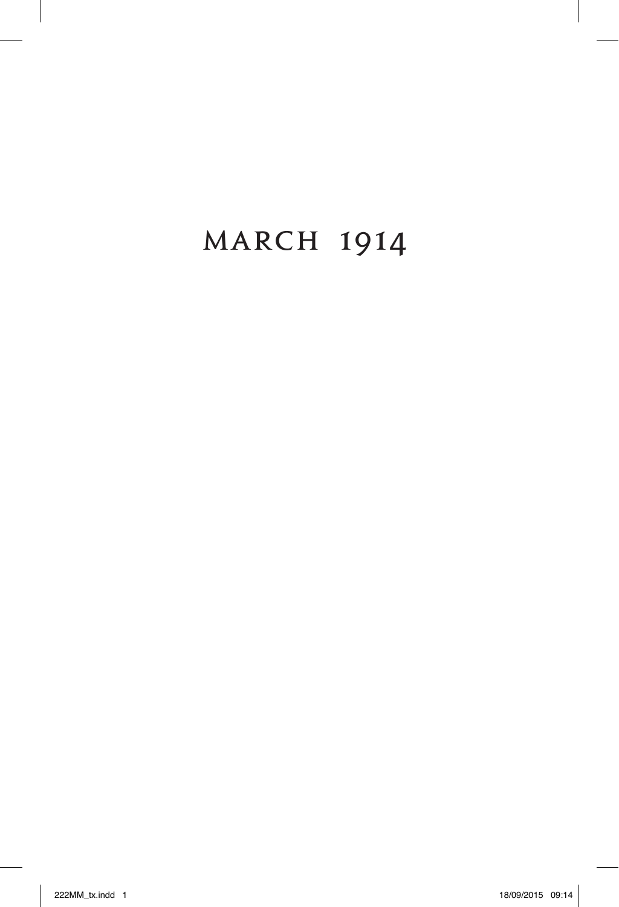# MARCH 1914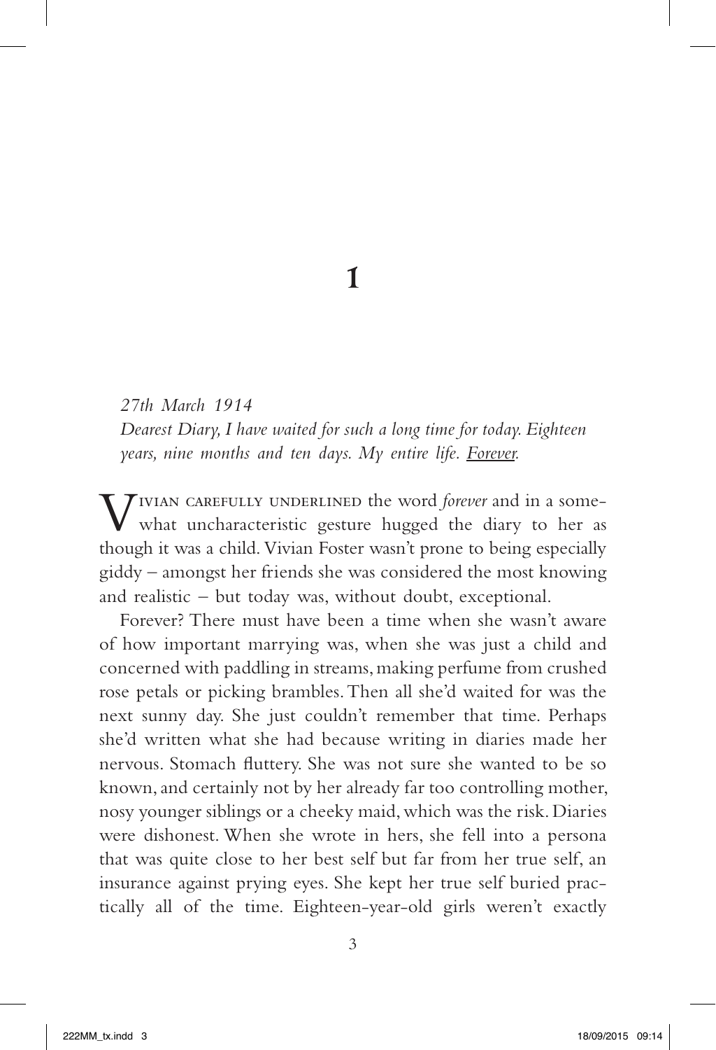# 1

*27th March 1914*
*Dearest Diary, I have waited for such a long time for today. Eighteen years, nine months and ten days. My entire life. <u>Forever</u>.*

Vivian carefully underlined the word *forever* and in a somewhat uncharacteristic gesture hugged the diary to her as though it was a child. Vivian Foster wasn't prone to being especially giddy – amongst her friends she was considered the most knowing and realistic – but today was, without doubt, exceptional.

Forever? There must have been a time when she wasn't aware of how important marrying was, when she was just a child and concerned with paddling in streams, making perfume from crushed rose petals or picking brambles. Then all she'd waited for was the next sunny day. She just couldn't remember that time. Perhaps she'd written what she had because writing in diaries made her nervous. Stomach fluttery. She was not sure she wanted to be so known, and certainly not by her already far too controlling mother, nosy younger siblings or a cheeky maid, which was the risk. Diaries were dishonest. When she wrote in hers, she fell into a persona that was quite close to her best self but far from her true self, an insurance against prying eyes. She kept her true self buried practically all of the time. Eighteen-year-old girls weren't exactly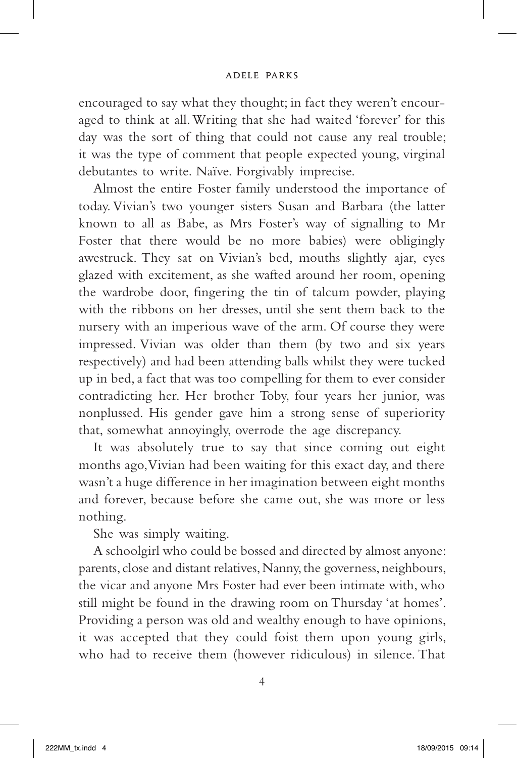encouraged to say what they thought; in fact they weren't encouraged to think at all. Writing that she had waited 'forever' for this day was the sort of thing that could not cause any real trouble; it was the type of comment that people expected young, virginal debutantes to write. Naïve. Forgivably imprecise.

Almost the entire Foster family understood the importance of today. Vivian's two younger sisters Susan and Barbara (the latter known to all as Babe, as Mrs Foster's way of signalling to Mr Foster that there would be no more babies) were obligingly awestruck. They sat on Vivian's bed, mouths slightly ajar, eyes glazed with excitement, as she wafted around her room, opening the wardrobe door, fingering the tin of talcum powder, playing with the ribbons on her dresses, until she sent them back to the nursery with an imperious wave of the arm. Of course they were impressed. Vivian was older than them (by two and six years respectively) and had been attending balls whilst they were tucked up in bed, a fact that was too compelling for them to ever consider contradicting her. Her brother Toby, four years her junior, was nonplussed. His gender gave him a strong sense of superiority that, somewhat annoyingly, overrode the age discrepancy.

It was absolutely true to say that since coming out eight months ago, Vivian had been waiting for this exact day, and there wasn't a huge difference in her imagination between eight months and forever, because before she came out, she was more or less nothing.

She was simply waiting.

A schoolgirl who could be bossed and directed by almost anyone: parents, close and distant relatives, Nanny, the governess, neighbours, the vicar and anyone Mrs Foster had ever been intimate with, who still might be found in the drawing room on Thursday 'at homes'. Providing a person was old and wealthy enough to have opinions, it was accepted that they could foist them upon young girls, who had to receive them (however ridiculous) in silence. That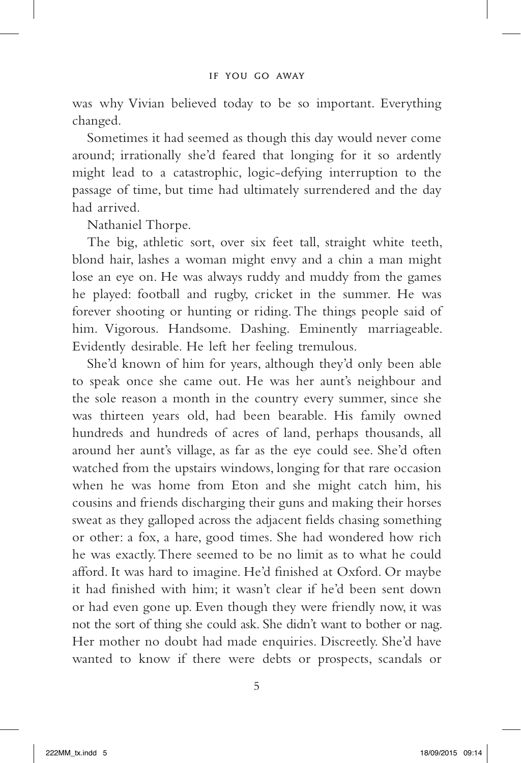was why Vivian believed today to be so important. Everything changed.

Sometimes it had seemed as though this day would never come around; irrationally she'd feared that longing for it so ardently might lead to a catastrophic, logic-defying interruption to the passage of time, but time had ultimately surrendered and the day had arrived.

Nathaniel Thorpe.

The big, athletic sort, over six feet tall, straight white teeth, blond hair, lashes a woman might envy and a chin a man might lose an eye on. He was always ruddy and muddy from the games he played: football and rugby, cricket in the summer. He was forever shooting or hunting or riding. The things people said of him. Vigorous. Handsome. Dashing. Eminently marriageable. Evidently desirable. He left her feeling tremulous.

She'd known of him for years, although they'd only been able to speak once she came out. He was her aunt's neighbour and the sole reason a month in the country every summer, since she was thirteen years old, had been bearable. His family owned hundreds and hundreds of acres of land, perhaps thousands, all around her aunt's village, as far as the eye could see. She'd often watched from the upstairs windows, longing for that rare occasion when he was home from Eton and she might catch him, his cousins and friends discharging their guns and making their horses sweat as they galloped across the adjacent fields chasing something or other: a fox, a hare, good times. She had wondered how rich he was exactly. There seemed to be no limit as to what he could afford. It was hard to imagine. He'd finished at Oxford. Or maybe it had finished with him; it wasn't clear if he'd been sent down or had even gone up. Even though they were friendly now, it was not the sort of thing she could ask. She didn't want to bother or nag. Her mother no doubt had made enquiries. Discreetly. She'd have wanted to know if there were debts or prospects, scandals or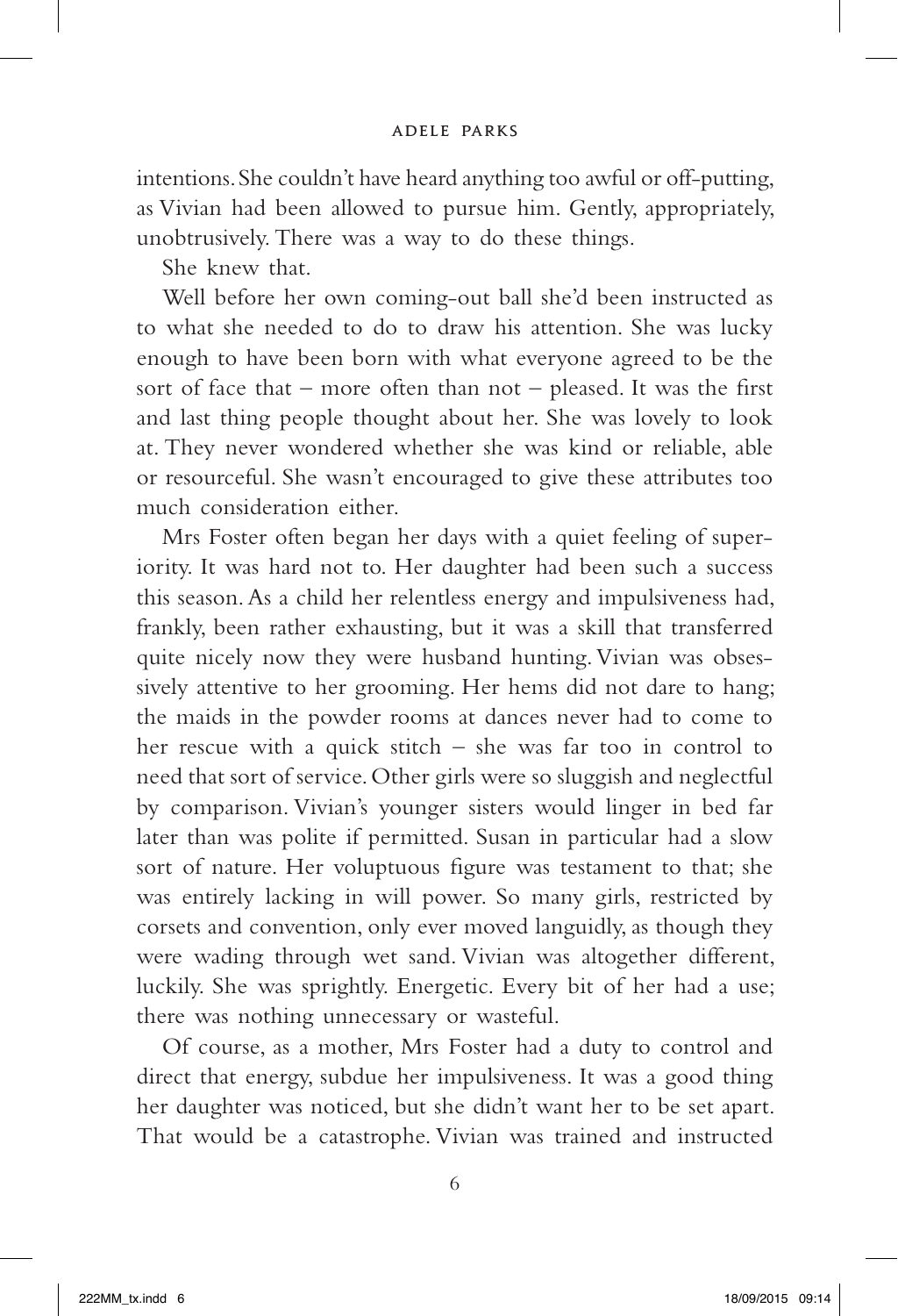intentions. She couldn't have heard anything too awful or off-putting, as Vivian had been allowed to pursue him. Gently, appropriately, unobtrusively. There was a way to do these things.

She knew that.

Well before her own coming-out ball she'd been instructed as to what she needed to do to draw his attention. She was lucky enough to have been born with what everyone agreed to be the sort of face that – more often than not – pleased. It was the first and last thing people thought about her. She was lovely to look at. They never wondered whether she was kind or reliable, able or resourceful. She wasn't encouraged to give these attributes too much consideration either.

Mrs Foster often began her days with a quiet feeling of superiority. It was hard not to. Her daughter had been such a success this season. As a child her relentless energy and impulsiveness had, frankly, been rather exhausting, but it was a skill that transferred quite nicely now they were husband hunting. Vivian was obsessively attentive to her grooming. Her hems did not dare to hang; the maids in the powder rooms at dances never had to come to her rescue with a quick stitch – she was far too in control to need that sort of service. Other girls were so sluggish and neglectful by comparison. Vivian's younger sisters would linger in bed far later than was polite if permitted. Susan in particular had a slow sort of nature. Her voluptuous figure was testament to that; she was entirely lacking in will power. So many girls, restricted by corsets and convention, only ever moved languidly, as though they were wading through wet sand. Vivian was altogether different, luckily. She was sprightly. Energetic. Every bit of her had a use; there was nothing unnecessary or wasteful.

Of course, as a mother, Mrs Foster had a duty to control and direct that energy, subdue her impulsiveness. It was a good thing her daughter was noticed, but she didn't want her to be set apart. That would be a catastrophe. Vivian was trained and instructed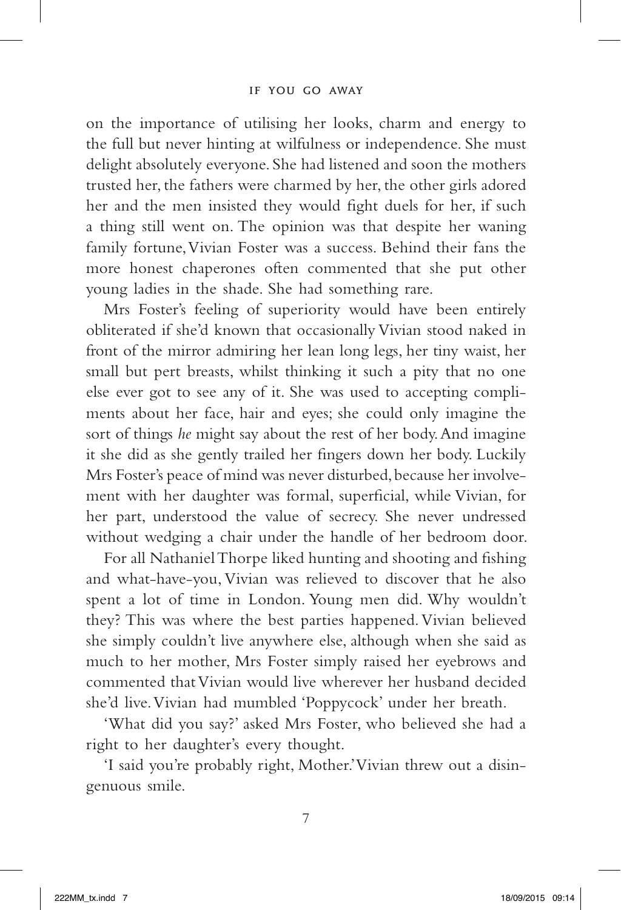on the importance of utilising her looks, charm and energy to the full but never hinting at wilfulness or independence. She must delight absolutely everyone. She had listened and soon the mothers trusted her, the fathers were charmed by her, the other girls adored her and the men insisted they would fight duels for her, if such a thing still went on. The opinion was that despite her waning family fortune, Vivian Foster was a success. Behind their fans the more honest chaperones often commented that she put other young ladies in the shade. She had something rare.

Mrs Foster's feeling of superiority would have been entirely obliterated if she'd known that occasionally Vivian stood naked in front of the mirror admiring her lean long legs, her tiny waist, her small but pert breasts, whilst thinking it such a pity that no one else ever got to see any of it. She was used to accepting compliments about her face, hair and eyes; she could only imagine the sort of things *he* might say about the rest of her body. And imagine it she did as she gently trailed her fingers down her body. Luckily Mrs Foster's peace of mind was never disturbed, because her involvement with her daughter was formal, superficial, while Vivian, for her part, understood the value of secrecy. She never undressed without wedging a chair under the handle of her bedroom door.

For all Nathaniel Thorpe liked hunting and shooting and fishing and what-have-you, Vivian was relieved to discover that he also spent a lot of time in London. Young men did. Why wouldn't they? This was where the best parties happened. Vivian believed she simply couldn't live anywhere else, although when she said as much to her mother, Mrs Foster simply raised her eyebrows and commented that Vivian would live wherever her husband decided she'd live. Vivian had mumbled 'Poppycock' under her breath.

'What did you say?' asked Mrs Foster, who believed she had a right to her daughter's every thought.

'I said you're probably right, Mother.' Vivian threw out a disingenuous smile.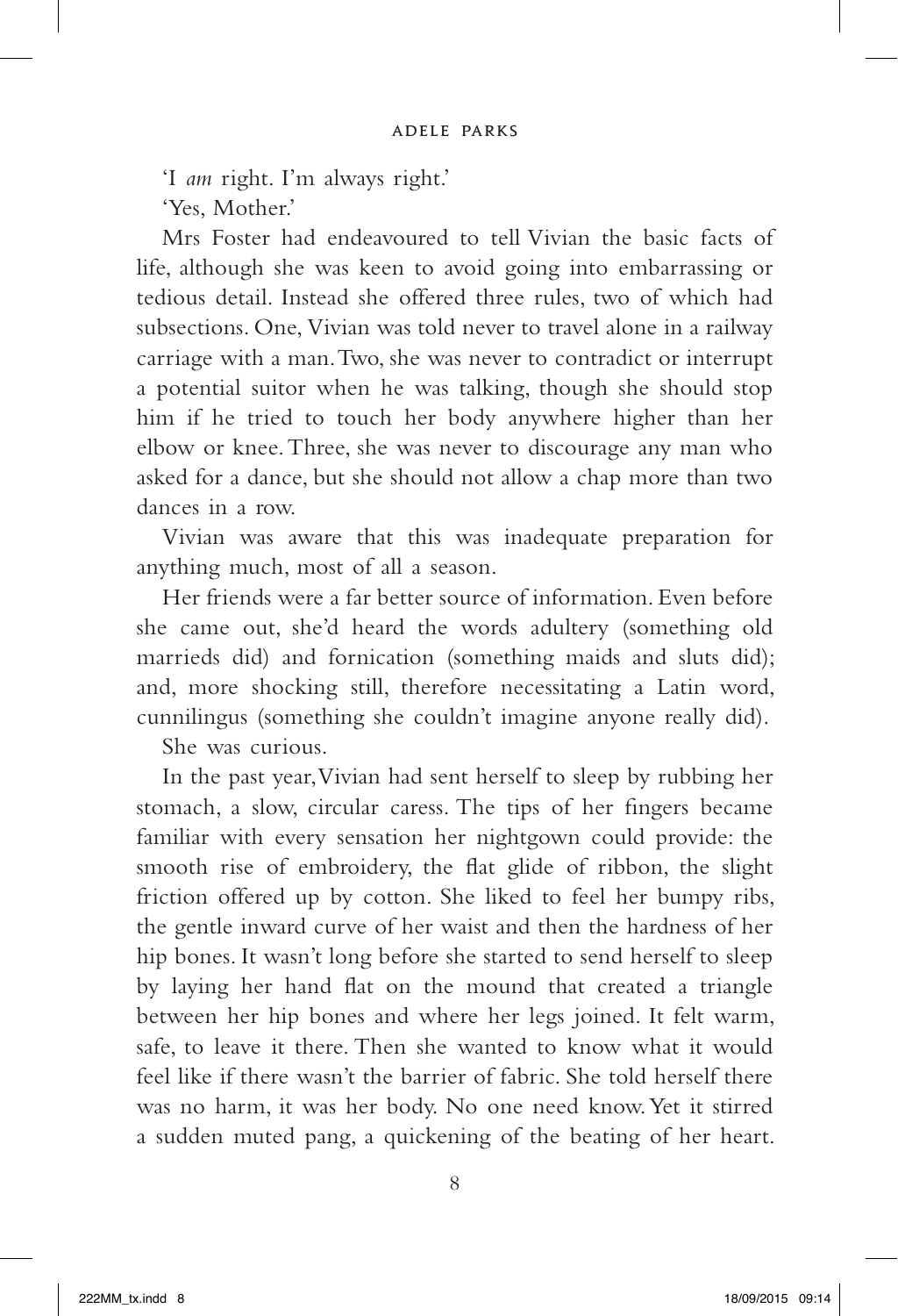'I *am* right. I'm always right.'

'Yes, Mother.'

Mrs Foster had endeavoured to tell Vivian the basic facts of life, although she was keen to avoid going into embarrassing or tedious detail. Instead she offered three rules, two of which had subsections. One, Vivian was told never to travel alone in a railway carriage with a man. Two, she was never to contradict or interrupt a potential suitor when he was talking, though she should stop him if he tried to touch her body anywhere higher than her elbow or knee. Three, she was never to discourage any man who asked for a dance, but she should not allow a chap more than two dances in a row.

Vivian was aware that this was inadequate preparation for anything much, most of all a season.

Her friends were a far better source of information. Even before she came out, she'd heard the words adultery (something old marrieds did) and fornication (something maids and sluts did); and, more shocking still, therefore necessitating a Latin word, cunnilingus (something she couldn't imagine anyone really did).

She was curious.

In the past year, Vivian had sent herself to sleep by rubbing her stomach, a slow, circular caress. The tips of her fingers became familiar with every sensation her nightgown could provide: the smooth rise of embroidery, the flat glide of ribbon, the slight friction offered up by cotton. She liked to feel her bumpy ribs, the gentle inward curve of her waist and then the hardness of her hip bones. It wasn't long before she started to send herself to sleep by laying her hand flat on the mound that created a triangle between her hip bones and where her legs joined. It felt warm, safe, to leave it there. Then she wanted to know what it would feel like if there wasn't the barrier of fabric. She told herself there was no harm, it was her body. No one need know. Yet it stirred a sudden muted pang, a quickening of the beating of her heart.